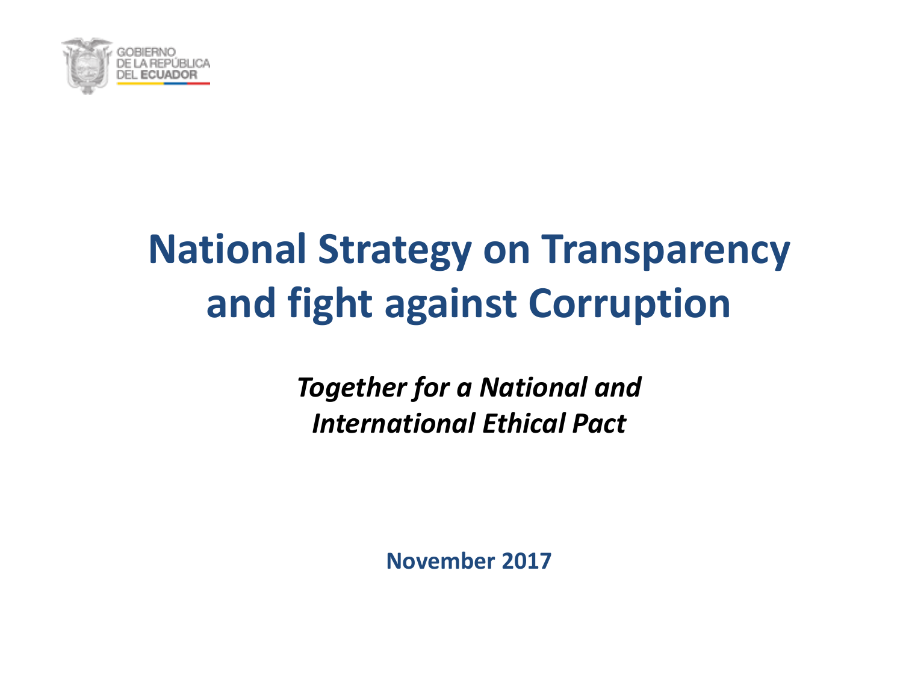GOBIERNO
DE LA REPÚBLICA
DEL ECUADOR

# National Strategy on Transparency and fight against Corruption

*Together for a National and International Ethical Pact*

**November 2017**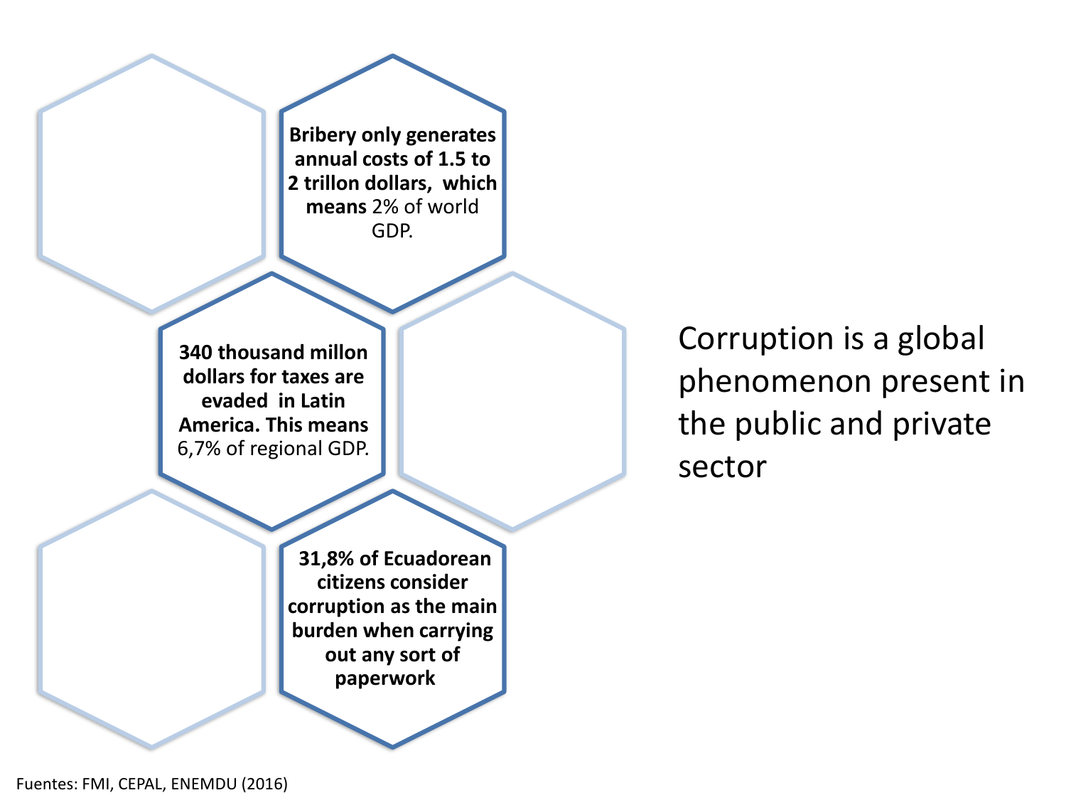**Bribery only generates annual costs of 1.5 to 2 trillon dollars, which means** 2% of world GDP.

**340 thousand millon dollars for taxes are evaded in Latin America. This means** 6,7% of regional GDP.

**31,8% of Ecuadorean citizens consider corruption as the main burden when carrying out any sort of paperwork**

Corruption is a global phenomenon present in the public and private sector

Fuentes: FMI, CEPAL, ENEMDU (2016)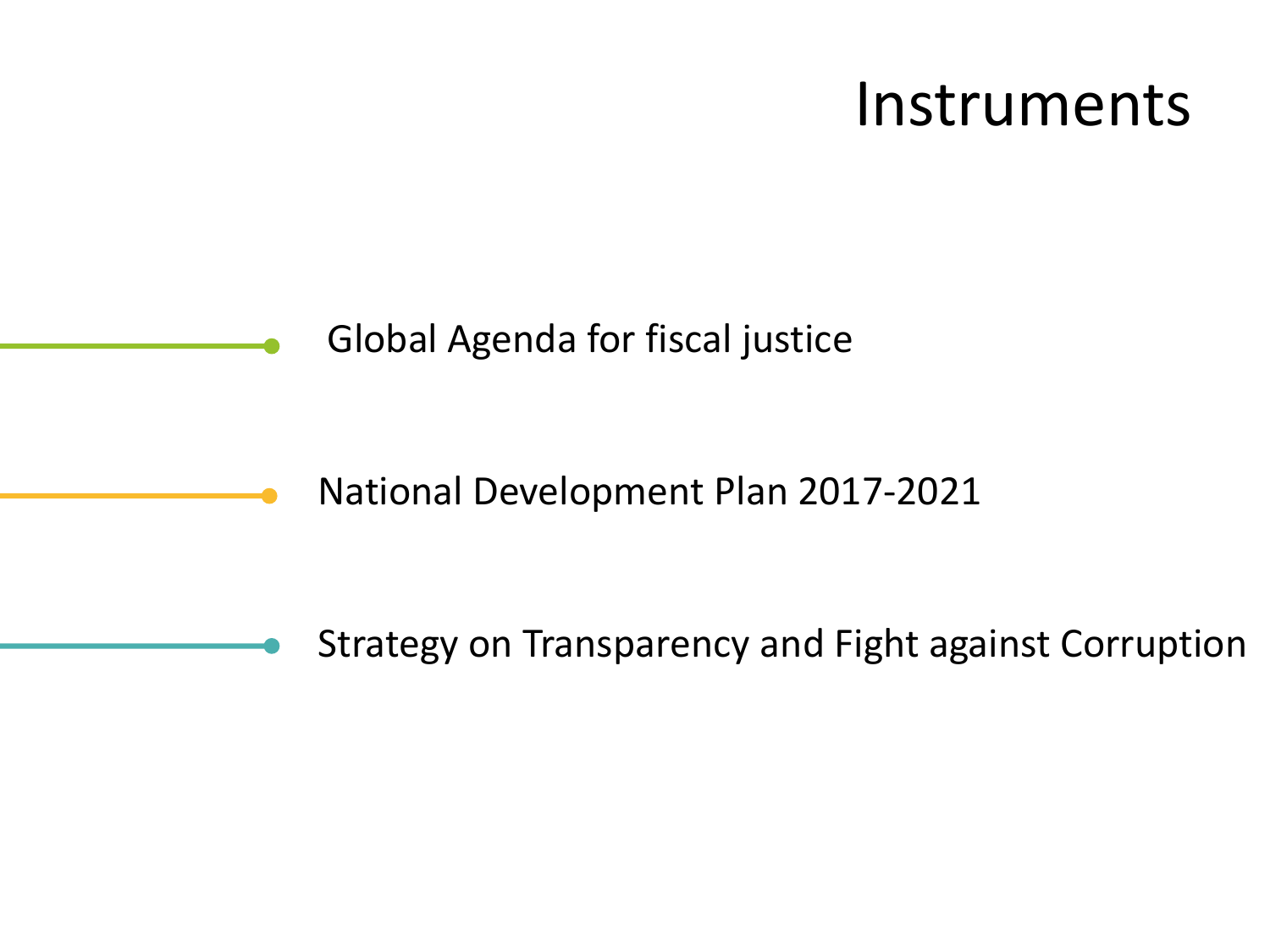# Instruments

- Global Agenda for fiscal justice
- National Development Plan 2017-2021
- Strategy on Transparency and Fight against Corruption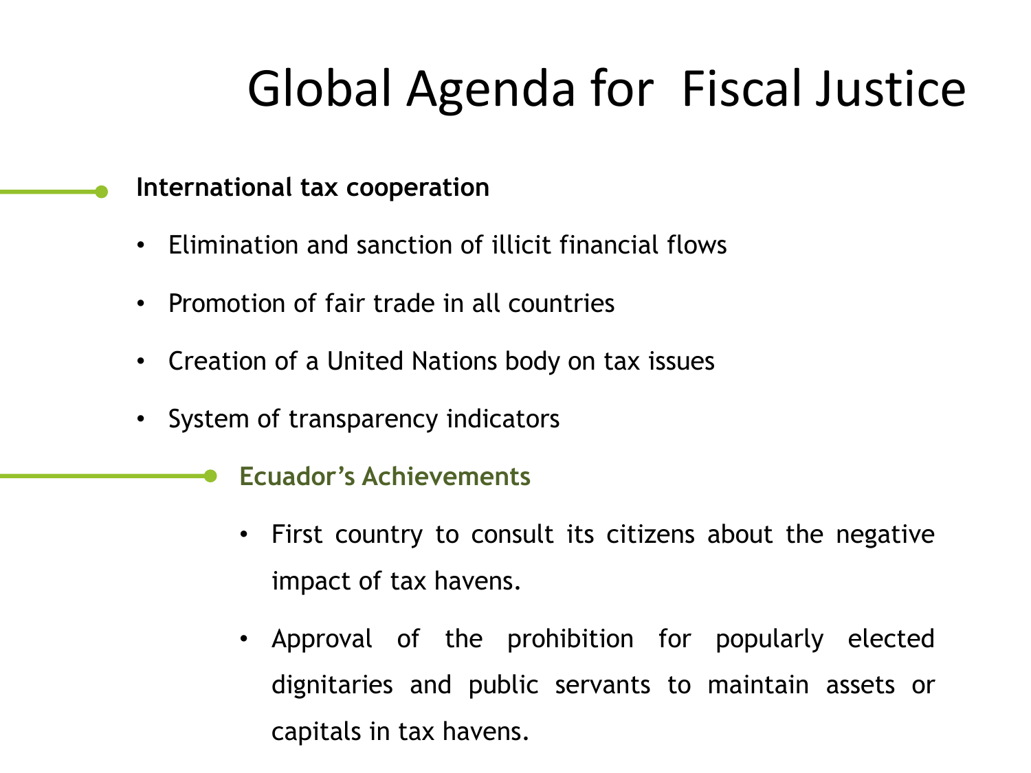# Global Agenda for Fiscal Justice

**International tax cooperation**

- Elimination and sanction of illicit financial flows
- Promotion of fair trade in all countries
- Creation of a United Nations body on tax issues
- System of transparency indicators

**Ecuador's Achievements**

- First country to consult its citizens about the negative impact of tax havens.
- Approval of the prohibition for popularly elected dignitaries and public servants to maintain assets or capitals in tax havens.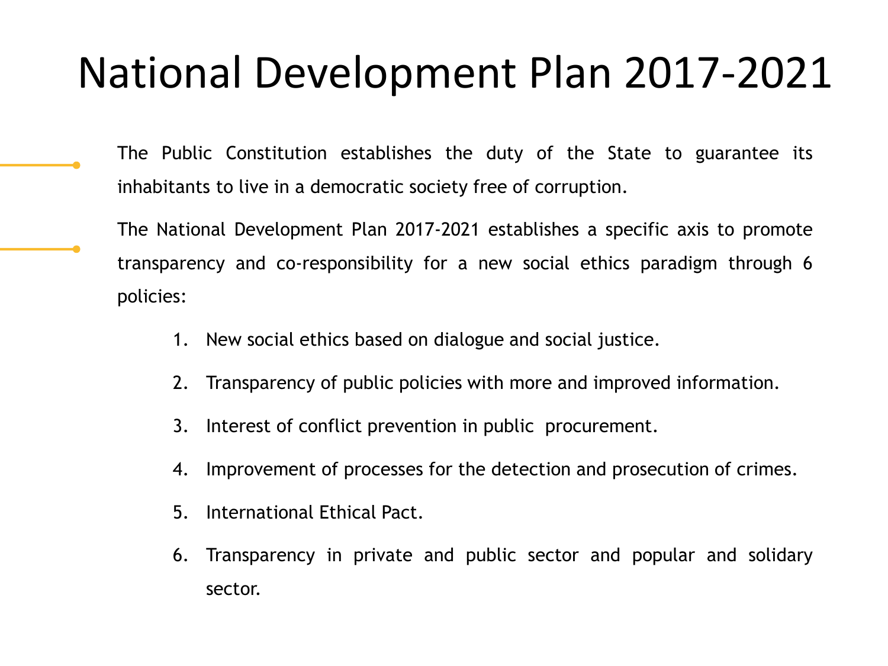# National Development Plan 2017-2021

The Public Constitution establishes the duty of the State to guarantee its inhabitants to live in a democratic society free of corruption.

The National Development Plan 2017-2021 establishes a specific axis to promote transparency and co-responsibility for a new social ethics paradigm through 6 policies:

1. New social ethics based on dialogue and social justice.
2. Transparency of public policies with more and improved information.
3. Interest of conflict prevention in public procurement.
4. Improvement of processes for the detection and prosecution of crimes.
5. International Ethical Pact.
6. Transparency in private and public sector and popular and solidary sector.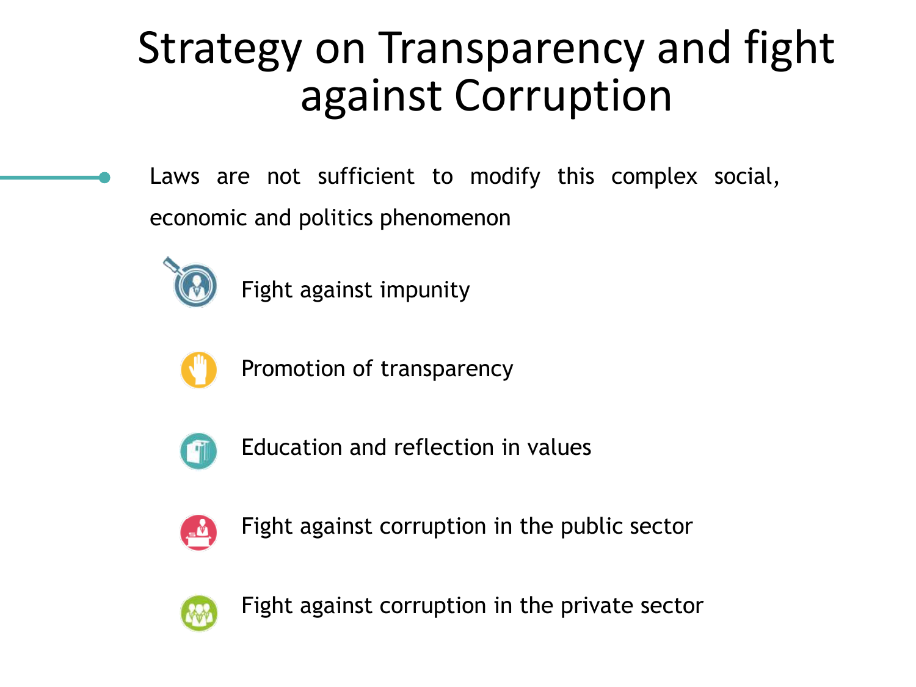# Strategy on Transparency and fight against Corruption

Laws are not sufficient to modify this complex social, economic and politics phenomenon

- Fight against impunity
- Promotion of transparency
- Education and reflection in values
- Fight against corruption in the public sector
- Fight against corruption in the private sector